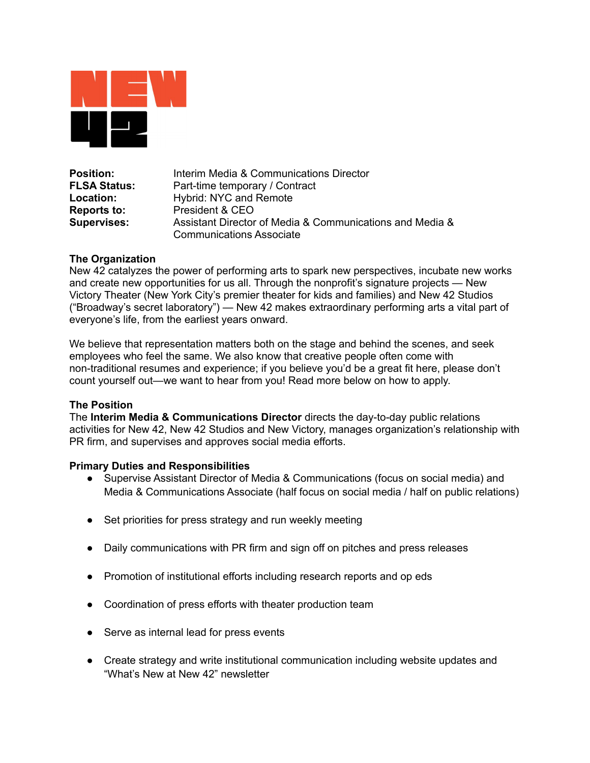NEW 42

| | |
|---|---|
| **Position:** | Interim Media & Communications Director |
| **FLSA Status:** | Part-time temporary / Contract |
| **Location:** | Hybrid: NYC and Remote |
| **Reports to:** | President & CEO |
| **Supervises:** | Assistant Director of Media & Communications and Media & Communications Associate |

**The Organization**

New 42 catalyzes the power of performing arts to spark new perspectives, incubate new works and create new opportunities for us all. Through the nonprofit's signature projects — New Victory Theater (New York City's premier theater for kids and families) and New 42 Studios ("Broadway's secret laboratory") — New 42 makes extraordinary performing arts a vital part of everyone's life, from the earliest years onward.

We believe that representation matters both on the stage and behind the scenes, and seek employees who feel the same. We also know that creative people often come with non-traditional resumes and experience; if you believe you'd be a great fit here, please don't count yourself out—we want to hear from you! Read more below on how to apply.

**The Position**

The **Interim Media & Communications Director** directs the day-to-day public relations activities for New 42, New 42 Studios and New Victory, manages organization's relationship with PR firm, and supervises and approves social media efforts.

**Primary Duties and Responsibilities**

- Supervise Assistant Director of Media & Communications (focus on social media) and Media & Communications Associate (half focus on social media / half on public relations)
- Set priorities for press strategy and run weekly meeting
- Daily communications with PR firm and sign off on pitches and press releases
- Promotion of institutional efforts including research reports and op eds
- Coordination of press efforts with theater production team
- Serve as internal lead for press events
- Create strategy and write institutional communication including website updates and "What's New at New 42" newsletter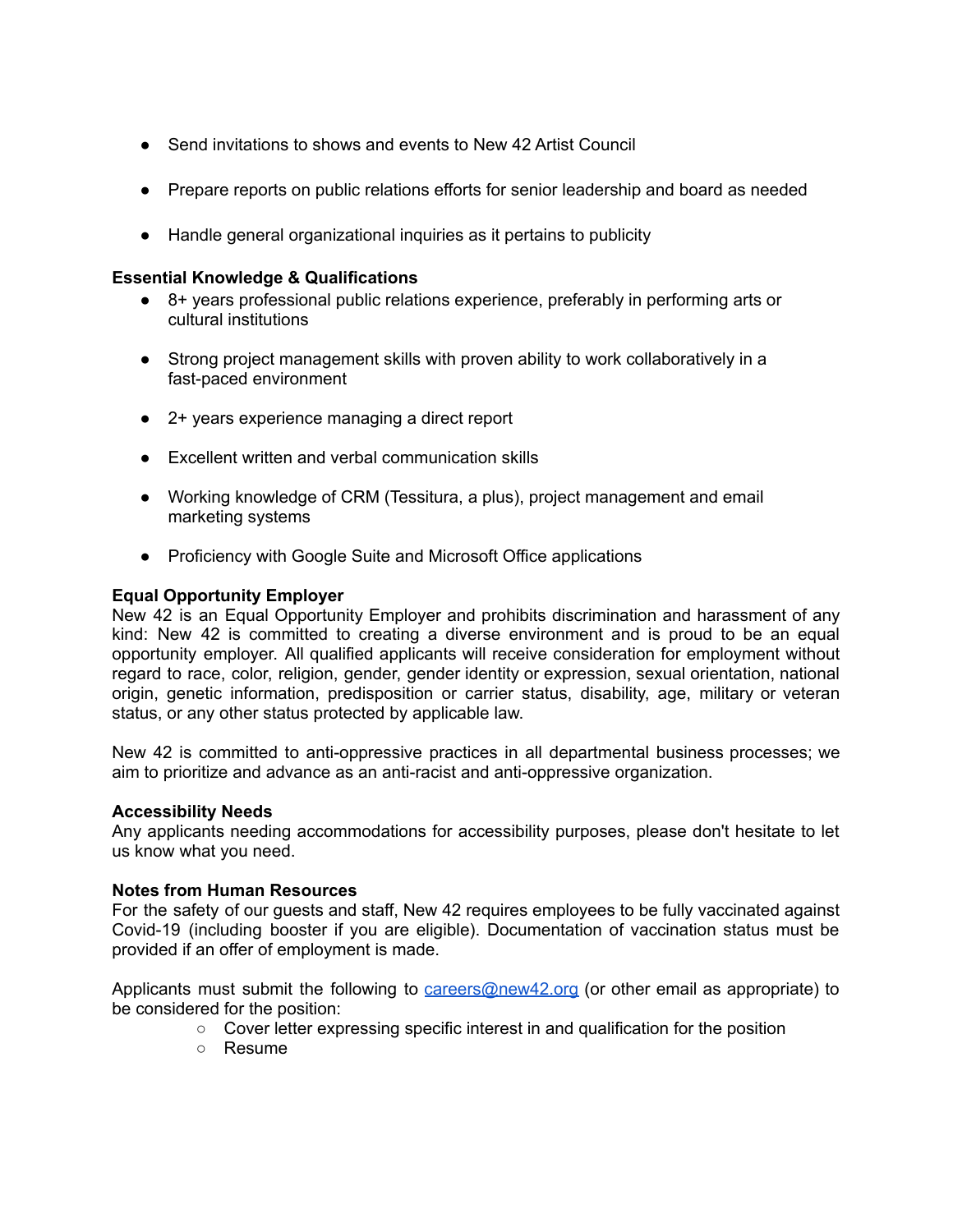- Send invitations to shows and events to New 42 Artist Council
- Prepare reports on public relations efforts for senior leadership and board as needed
- Handle general organizational inquiries as it pertains to publicity

**Essential Knowledge & Qualifications**

- 8+ years professional public relations experience, preferably in performing arts or cultural institutions
- Strong project management skills with proven ability to work collaboratively in a fast-paced environment
- 2+ years experience managing a direct report
- Excellent written and verbal communication skills
- Working knowledge of CRM (Tessitura, a plus), project management and email marketing systems
- Proficiency with Google Suite and Microsoft Office applications

**Equal Opportunity Employer**

New 42 is an Equal Opportunity Employer and prohibits discrimination and harassment of any kind: New 42 is committed to creating a diverse environment and is proud to be an equal opportunity employer. All qualified applicants will receive consideration for employment without regard to race, color, religion, gender, gender identity or expression, sexual orientation, national origin, genetic information, predisposition or carrier status, disability, age, military or veteran status, or any other status protected by applicable law.

New 42 is committed to anti-oppressive practices in all departmental business processes; we aim to prioritize and advance as an anti-racist and anti-oppressive organization.

**Accessibility Needs**

Any applicants needing accommodations for accessibility purposes, please don't hesitate to let us know what you need.

**Notes from Human Resources**

For the safety of our guests and staff, New 42 requires employees to be fully vaccinated against Covid-19 (including booster if you are eligible). Documentation of vaccination status must be provided if an offer of employment is made.

Applicants must submit the following to careers@new42.org (or other email as appropriate) to be considered for the position:

- Cover letter expressing specific interest in and qualification for the position
- Resume